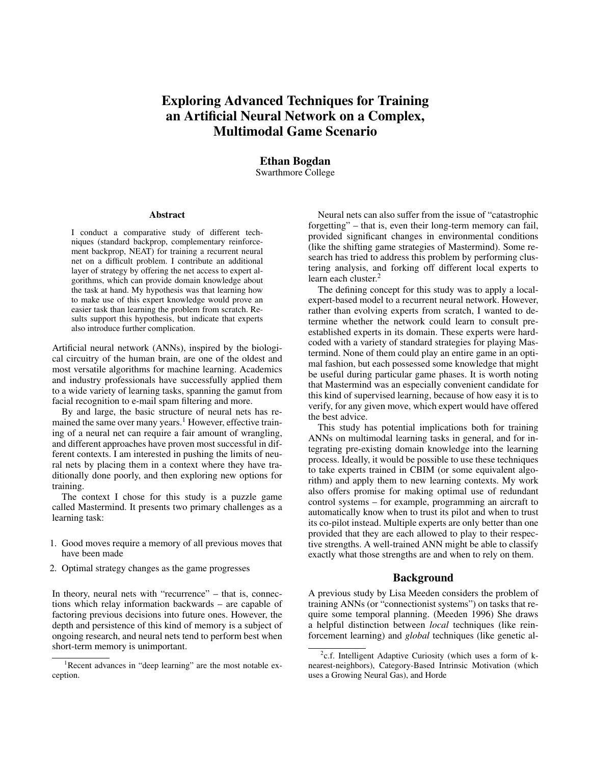# Exploring Advanced Techniques for Training an Artificial Neural Network on a Complex, Multimodal Game Scenario

**Ethan Bogdan**
Swarthmore College

### Abstract

I conduct a comparative study of different techniques (standard backprop, complementary reinforcement backprop, NEAT) for training a recurrent neural net on a difficult problem. I contribute an additional layer of strategy by offering the net access to expert algorithms, which can provide domain knowledge about the task at hand. My hypothesis was that learning how to make use of this expert knowledge would prove an easier task than learning the problem from scratch. Results support this hypothesis, but indicate that experts also introduce further complication.

Artificial neural network (ANNs), inspired by the biological circuitry of the human brain, are one of the oldest and most versatile algorithms for machine learning. Academics and industry professionals have successfully applied them to a wide variety of learning tasks, spanning the gamut from facial recognition to e-mail spam filtering and more.

By and large, the basic structure of neural nets has remained the same over many years.[1] However, effective training of a neural net can require a fair amount of wrangling, and different approaches have proven most successful in different contexts. I am interested in pushing the limits of neural nets by placing them in a context where they have traditionally done poorly, and then exploring new options for training.

The context I chose for this study is a puzzle game called Mastermind. It presents two primary challenges as a learning task:

1. Good moves require a memory of all previous moves that have been made
2. Optimal strategy changes as the game progresses

In theory, neural nets with "recurrence" – that is, connections which relay information backwards – are capable of factoring previous decisions into future ones. However, the depth and persistence of this kind of memory is a subject of ongoing research, and neural nets tend to perform best when short-term memory is unimportant.

Neural nets can also suffer from the issue of "catastrophic forgetting" – that is, even their long-term memory can fail, provided significant changes in environmental conditions (like the shifting game strategies of Mastermind). Some research has tried to address this problem by performing clustering analysis, and forking off different local experts to learn each cluster.[2]

The defining concept for this study was to apply a local-expert-based model to a recurrent neural network. However, rather than evolving experts from scratch, I wanted to determine whether the network could learn to consult pre-established experts in its domain. These experts were hard-coded with a variety of standard strategies for playing Mastermind. None of them could play an entire game in an optimal fashion, but each possessed some knowledge that might be useful during particular game phases. It is worth noting that Mastermind was an especially convenient candidate for this kind of supervised learning, because of how easy it is to verify, for any given move, which expert would have offered the best advice.

This study has potential implications both for training ANNs on multimodal learning tasks in general, and for integrating pre-existing domain knowledge into the learning process. Ideally, it would be possible to use these techniques to take experts trained in CBIM (or some equivalent algorithm) and apply them to new learning contexts. My work also offers promise for making optimal use of redundant control systems – for example, programming an aircraft to automatically know when to trust its pilot and when to trust its co-pilot instead. Multiple experts are only better than one provided that they are each allowed to play to their respective strengths. A well-trained ANN might be able to classify exactly what those strengths are and when to rely on them.

## Background

A previous study by Lisa Meeden considers the problem of training ANNs (or "connectionist systems") on tasks that require some temporal planning. (Meeden 1996) She draws a helpful distinction between *local* techniques (like reinforcement learning) and *global* techniques (like genetic al-

[1] Recent advances in "deep learning" are the most notable exception.

[2] c.f. Intelligent Adaptive Curiosity (which uses a form of k-nearest-neighbors), Category-Based Intrinsic Motivation (which uses a Growing Neural Gas), and Horde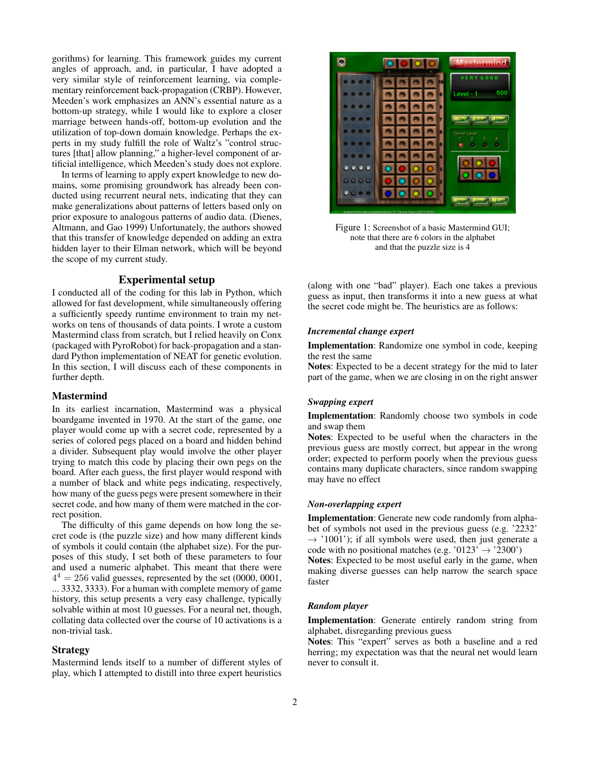gorithms) for learning. This framework guides my current angles of approach, and, in particular, I have adopted a very similar style of reinforcement learning, via complementary reinforcement back-propagation (CRBP). However, Meeden's work emphasizes an ANN's essential nature as a bottom-up strategy, while I would like to explore a closer marriage between hands-off, bottom-up evolution and the utilization of top-down domain knowledge. Perhaps the experts in my study fulfill the role of Waltz's "control structures [that] allow planning," a higher-level component of artificial intelligence, which Meeden's study does not explore.

In terms of learning to apply expert knowledge to new domains, some promising groundwork has already been conducted using recurrent neural nets, indicating that they can make generalizations about patterns of letters based only on prior exposure to analogous patterns of audio data. (Dienes, Altmann, and Gao 1999) Unfortunately, the authors showed that this transfer of knowledge depended on adding an extra hidden layer to their Elman network, which will be beyond the scope of my current study.

## Experimental setup

I conducted all of the coding for this lab in Python, which allowed for fast development, while simultaneously offering a sufficiently speedy runtime environment to train my networks on tens of thousands of data points. I wrote a custom Mastermind class from scratch, but I relied heavily on Conx (packaged with PyroRobot) for back-propagation and a standard Python implementation of NEAT for genetic evolution. In this section, I will discuss each of these components in further depth.

### Mastermind

In its earliest incarnation, Mastermind was a physical boardgame invented in 1970. At the start of the game, one player would come up with a secret code, represented by a series of colored pegs placed on a board and hidden behind a divider. Subsequent play would involve the other player trying to match this code by placing their own pegs on the board. After each guess, the first player would respond with a number of black and white pegs indicating, respectively, how many of the guess pegs were present somewhere in their secret code, and how many of them were matched in the correct position.

The difficulty of this game depends on how long the secret code is (the puzzle size) and how many different kinds of symbols it could contain (the alphabet size). For the purposes of this study, I set both of these parameters to four and used a numeric alphabet. This meant that there were $4^4 = 256$ valid guesses, represented by the set (0000, 0001, ... 3332, 3333). For a human with complete memory of game history, this setup presents a very easy challenge, typically solvable within at most 10 guesses. For a neural net, though, collating data collected over the course of 10 activations is a non-trivial task.

### Strategy

Mastermind lends itself to a number of different styles of play, which I attempted to distill into three expert heuristics (along with one "bad" player). Each one takes a previous guess as input, then transforms it into a new guess at what the secret code might be. The heuristics are as follows:

Figure 1: Screenshot of a basic Mastermind GUI; note that there are 6 colors in the alphabet and that the puzzle size is 4

***Incremental change expert***

**Implementation**: Randomize one symbol in code, keeping the rest the same

**Notes**: Expected to be a decent strategy for the mid to later part of the game, when we are closing in on the right answer

***Swapping expert***

**Implementation**: Randomly choose two symbols in code and swap them

**Notes**: Expected to be useful when the characters in the previous guess are mostly correct, but appear in the wrong order; expected to perform poorly when the previous guess contains many duplicate characters, since random swapping may have no effect

***Non-overlapping expert***

**Implementation**: Generate new code randomly from alphabet of symbols not used in the previous guess (e.g. '2232' $\rightarrow$ '1001'); if all symbols were used, then just generate a code with no positional matches (e.g. '0123' $\rightarrow$ '2300')

**Notes**: Expected to be most useful early in the game, when making diverse guesses can help narrow the search space faster

***Random player***

**Implementation**: Generate entirely random string from alphabet, disregarding previous guess

**Notes**: This "expert" serves as both a baseline and a red herring; my expectation was that the neural net would learn never to consult it.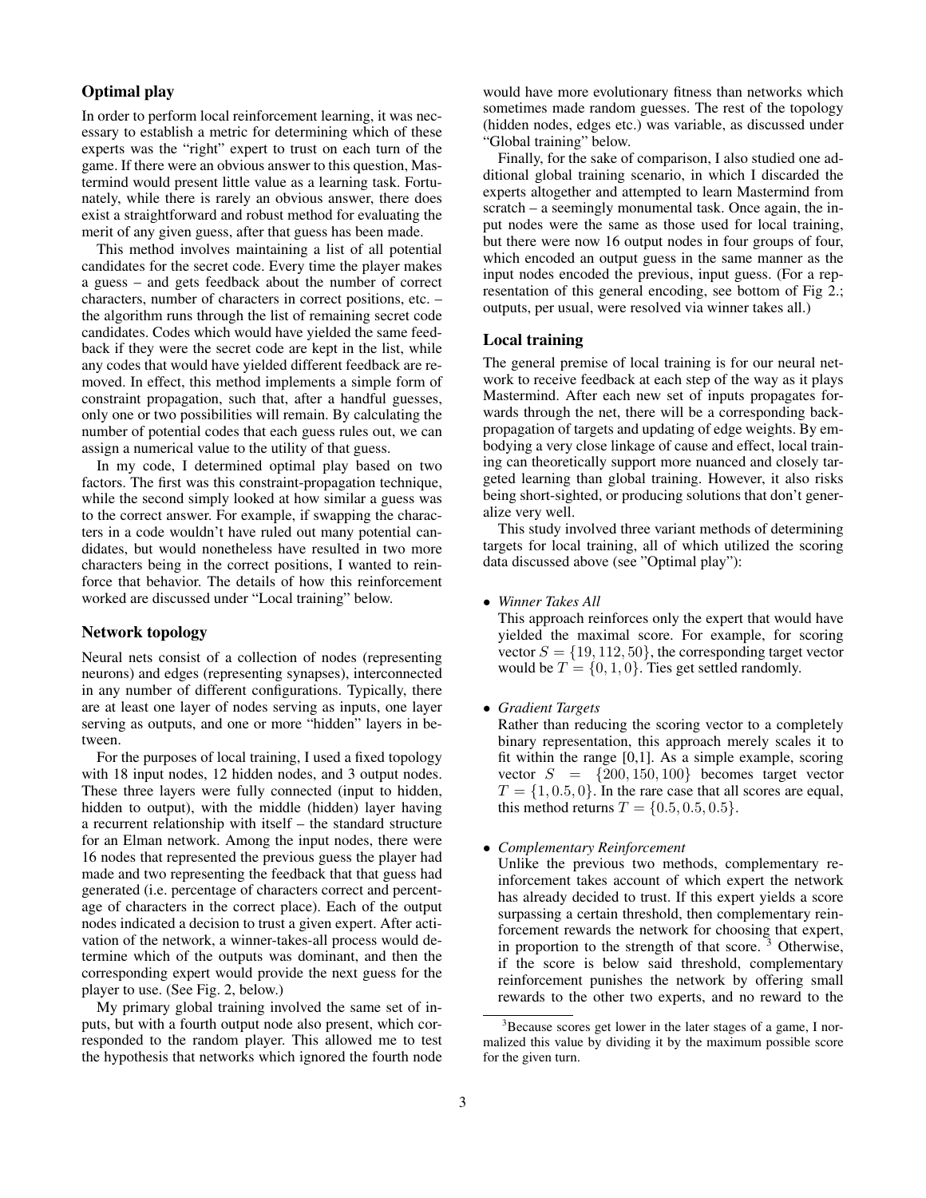## Optimal play

In order to perform local reinforcement learning, it was necessary to establish a metric for determining which of these experts was the "right" expert to trust on each turn of the game. If there were an obvious answer to this question, Mastermind would present little value as a learning task. Fortunately, while there is rarely an obvious answer, there does exist a straightforward and robust method for evaluating the merit of any given guess, after that guess has been made.

This method involves maintaining a list of all potential candidates for the secret code. Every time the player makes a guess – and gets feedback about the number of correct characters, number of characters in correct positions, etc. – the algorithm runs through the list of remaining secret code candidates. Codes which would have yielded the same feedback if they were the secret code are kept in the list, while any codes that would have yielded different feedback are removed. In effect, this method implements a simple form of constraint propagation, such that, after a handful guesses, only one or two possibilities will remain. By calculating the number of potential codes that each guess rules out, we can assign a numerical value to the utility of that guess.

In my code, I determined optimal play based on two factors. The first was this constraint-propagation technique, while the second simply looked at how similar a guess was to the correct answer. For example, if swapping the characters in a code wouldn't have ruled out many potential candidates, but would nonetheless have resulted in two more characters being in the correct positions, I wanted to reinforce that behavior. The details of how this reinforcement worked are discussed under "Local training" below.

## Network topology

Neural nets consist of a collection of nodes (representing neurons) and edges (representing synapses), interconnected in any number of different configurations. Typically, there are at least one layer of nodes serving as inputs, one layer serving as outputs, and one or more "hidden" layers in between.

For the purposes of local training, I used a fixed topology with 18 input nodes, 12 hidden nodes, and 3 output nodes. These three layers were fully connected (input to hidden, hidden to output), with the middle (hidden) layer having a recurrent relationship with itself – the standard structure for an Elman network. Among the input nodes, there were 16 nodes that represented the previous guess the player had made and two representing the feedback that that guess had generated (i.e. percentage of characters correct and percentage of characters in the correct place). Each of the output nodes indicated a decision to trust a given expert. After activation of the network, a winner-takes-all process would determine which of the outputs was dominant, and then the corresponding expert would provide the next guess for the player to use. (See Fig. 2, below.)

My primary global training involved the same set of inputs, but with a fourth output node also present, which corresponded to the random player. This allowed me to test the hypothesis that networks which ignored the fourth node would have more evolutionary fitness than networks which sometimes made random guesses. The rest of the topology (hidden nodes, edges etc.) was variable, as discussed under "Global training" below.

Finally, for the sake of comparison, I also studied one additional global training scenario, in which I discarded the experts altogether and attempted to learn Mastermind from scratch – a seemingly monumental task. Once again, the input nodes were the same as those used for local training, but there were now 16 output nodes in four groups of four, which encoded an output guess in the same manner as the input nodes encoded the previous, input guess. (For a representation of this general encoding, see bottom of Fig 2.; outputs, per usual, were resolved via winner takes all.)

## Local training

The general premise of local training is for our neural network to receive feedback at each step of the way as it plays Mastermind. After each new set of inputs propagates forwards through the net, there will be a corresponding backpropagation of targets and updating of edge weights. By embodying a very close linkage of cause and effect, local training can theoretically support more nuanced and closely targeted learning than global training. However, it also risks being short-sighted, or producing solutions that don't generalize very well.

This study involved three variant methods of determining targets for local training, all of which utilized the scoring data discussed above (see "Optimal play"):

- *Winner Takes All*
  This approach reinforces only the expert that would have yielded the maximal score. For example, for scoring vector $S = \{19, 112, 50\}$, the corresponding target vector would be $T = \{0, 1, 0\}$. Ties get settled randomly.

- *Gradient Targets*
  Rather than reducing the scoring vector to a completely binary representation, this approach merely scales it to fit within the range [0,1]. As a simple example, scoring vector $S = \{200, 150, 100\}$ becomes target vector $T = \{1, 0.5, 0\}$. In the rare case that all scores are equal, this method returns $T = \{0.5, 0.5, 0.5\}$.

- *Complementary Reinforcement*
  Unlike the previous two methods, complementary reinforcement takes account of which expert the network has already decided to trust. If this expert yields a score surpassing a certain threshold, then complementary reinforcement rewards the network for choosing that expert, in proportion to the strength of that score. [3] Otherwise, if the score is below said threshold, complementary reinforcement punishes the network by offering small rewards to the other two experts, and no reward to the

[3] Because scores get lower in the later stages of a game, I normalized this value by dividing it by the maximum possible score for the given turn.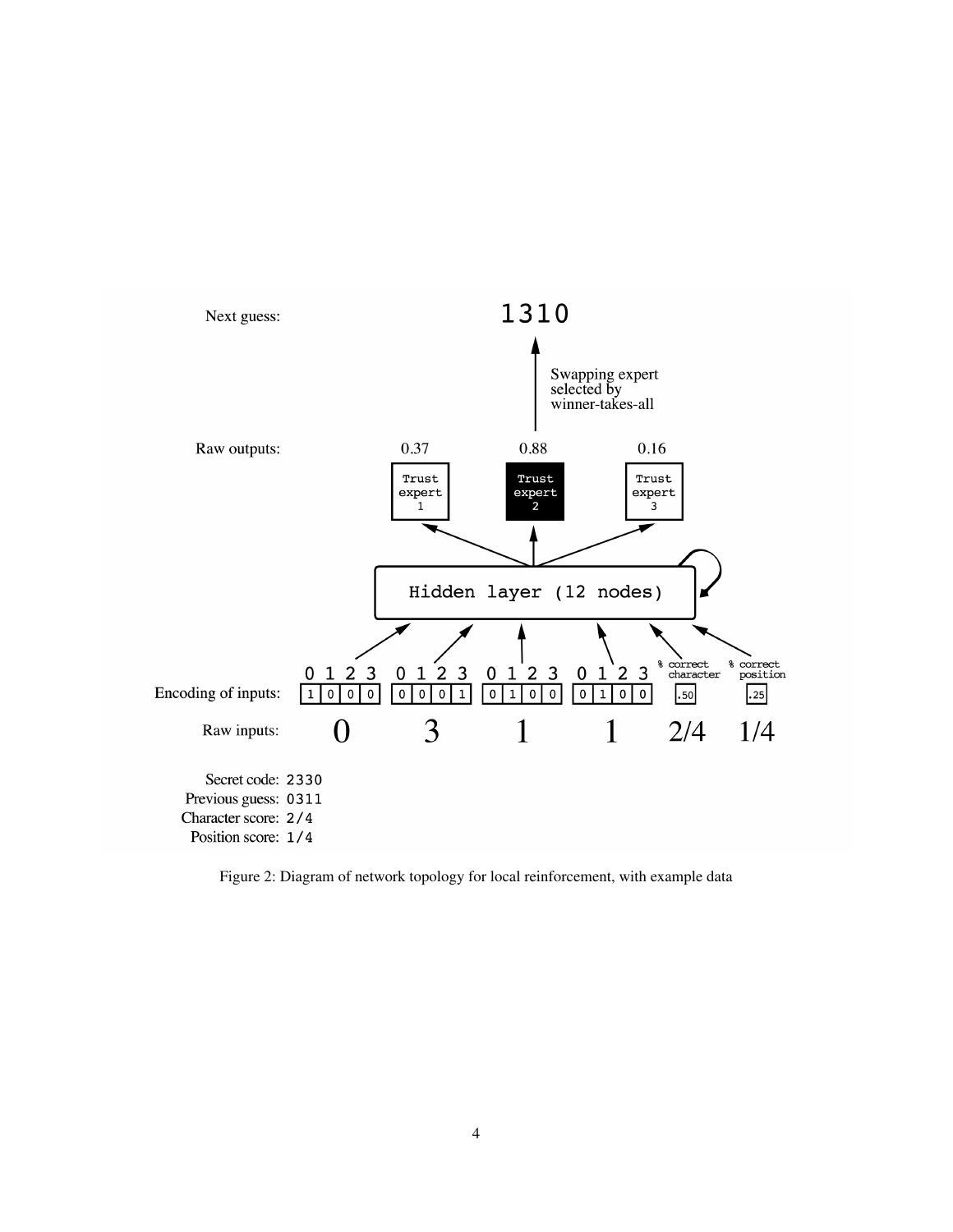Next guess: 1310

Swapping expert selected by winner-takes-all

Raw outputs: 0.37 0.88 0.16

Trust expert 1 | Trust expert 2 | Trust expert 3

Hidden layer (12 nodes)

Encoding of inputs: 1 0 0 0 | 0 0 0 1 | 0 1 0 0 | 0 1 0 0 | .50 | .25

Raw inputs: 0 3 1 1 2/4 1/4

Secret code: 2330
Previous guess: 0311
Character score: 2/4
Position score: 1/4

Figure 2: Diagram of network topology for local reinforcement, with example data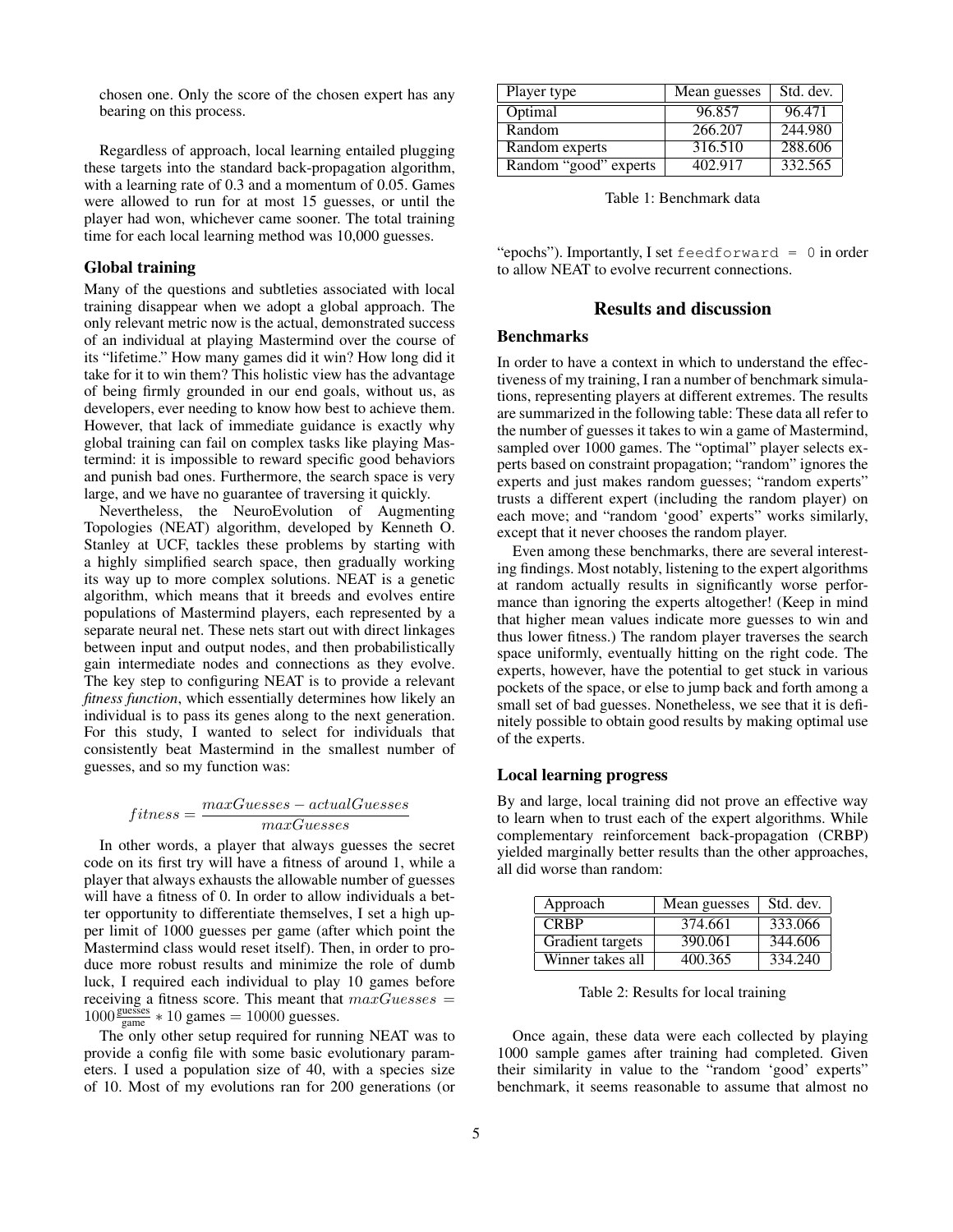chosen one. Only the score of the chosen expert has any bearing on this process.

Regardless of approach, local learning entailed plugging these targets into the standard back-propagation algorithm, with a learning rate of 0.3 and a momentum of 0.05. Games were allowed to run for at most 15 guesses, or until the player had won, whichever came sooner. The total training time for each local learning method was 10,000 guesses.

### Global training

Many of the questions and subtleties associated with local training disappear when we adopt a global approach. The only relevant metric now is the actual, demonstrated success of an individual at playing Mastermind over the course of its "lifetime." How many games did it win? How long did it take for it to win them? This holistic view has the advantage of being firmly grounded in our end goals, without us, as developers, ever needing to know how best to achieve them. However, that lack of immediate guidance is exactly why global training can fail on complex tasks like playing Mastermind: it is impossible to reward specific good behaviors and punish bad ones. Furthermore, the search space is very large, and we have no guarantee of traversing it quickly.

Nevertheless, the NeuroEvolution of Augmenting Topologies (NEAT) algorithm, developed by Kenneth O. Stanley at UCF, tackles these problems by starting with a highly simplified search space, then gradually working its way up to more complex solutions. NEAT is a genetic algorithm, which means that it breeds and evolves entire populations of Mastermind players, each represented by a separate neural net. These nets start out with direct linkages between input and output nodes, and then probabilistically gain intermediate nodes and connections as they evolve. The key step to configuring NEAT is to provide a relevant *fitness function*, which essentially determines how likely an individual is to pass its genes along to the next generation. For this study, I wanted to select for individuals that consistently beat Mastermind in the smallest number of guesses, and so my function was:

$$fitness = \frac{maxGuesses - actualGuesses}{maxGuesses}$$

In other words, a player that always guesses the secret code on its first try will have a fitness of around 1, while a player that always exhausts the allowable number of guesses will have a fitness of 0. In order to allow individuals a better opportunity to differentiate themselves, I set a high upper limit of 1000 guesses per game (after which point the Mastermind class would reset itself). Then, in order to produce more robust results and minimize the role of dumb luck, I required each individual to play 10 games before receiving a fitness score. This meant that $maxGuesses = 1000\frac{\text{guesses}}{\text{game}} * 10 \text{ games} = 10000$ guesses.

The only other setup required for running NEAT was to provide a config file with some basic evolutionary parameters. I used a population size of 40, with a species size of 10. Most of my evolutions ran for 200 generations (or "epochs"). Importantly, I set `feedforward = 0` in order to allow NEAT to evolve recurrent connections.

| Player type | Mean guesses | Std. dev. |
|---|---|---|
| Optimal | 96.857 | 96.471 |
| Random | 266.207 | 244.980 |
| Random experts | 316.510 | 288.606 |
| Random "good" experts | 402.917 | 332.565 |

Table 1: Benchmark data

## Results and discussion

### Benchmarks

In order to have a context in which to understand the effectiveness of my training, I ran a number of benchmark simulations, representing players at different extremes. The results are summarized in the following table: These data all refer to the number of guesses it takes to win a game of Mastermind, sampled over 1000 games. The "optimal" player selects experts based on constraint propagation; "random" ignores the experts and just makes random guesses; "random experts" trusts a different expert (including the random player) on each move; and "random 'good' experts" works similarly, except that it never chooses the random player.

Even among these benchmarks, there are several interesting findings. Most notably, listening to the expert algorithms at random actually results in significantly worse performance than ignoring the experts altogether! (Keep in mind that higher mean values indicate more guesses to win and thus lower fitness.) The random player traverses the search space uniformly, eventually hitting on the right code. The experts, however, have the potential to get stuck in various pockets of the space, or else to jump back and forth among a small set of bad guesses. Nonetheless, we see that it is definitely possible to obtain good results by making optimal use of the experts.

### Local learning progress

By and large, local training did not prove an effective way to learn when to trust each of the expert algorithms. While complementary reinforcement back-propagation (CRBP) yielded marginally better results than the other approaches, all did worse than random:

| Approach | Mean guesses | Std. dev. |
|---|---|---|
| CRBP | 374.661 | 333.066 |
| Gradient targets | 390.061 | 344.606 |
| Winner takes all | 400.365 | 334.240 |

Table 2: Results for local training

Once again, these data were each collected by playing 1000 sample games after training had completed. Given their similarity in value to the "random 'good' experts" benchmark, it seems reasonable to assume that almost no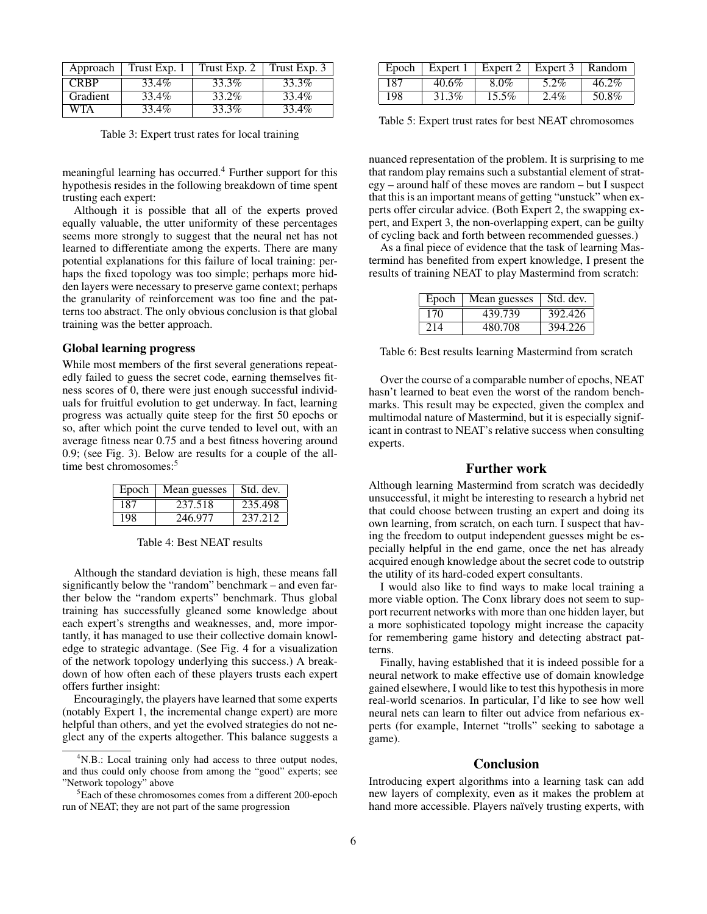| Approach | Trust Exp. 1 | Trust Exp. 2 | Trust Exp. 3 |
|---|---|---|---|
| CRBP | 33.4% | 33.3% | 33.3% |
| Gradient | 33.4% | 33.2% | 33.4% |
| WTA | 33.4% | 33.3% | 33.4% |

Table 3: Expert trust rates for local training

meaningful learning has occurred.[4] Further support for this hypothesis resides in the following breakdown of time spent trusting each expert:

Although it is possible that all of the experts proved equally valuable, the utter uniformity of these percentages seems more strongly to suggest that the neural net has not learned to differentiate among the experts. There are many potential explanations for this failure of local training: perhaps the fixed topology was too simple; perhaps more hidden layers were necessary to preserve game context; perhaps the granularity of reinforcement was too fine and the patterns too abstract. The only obvious conclusion is that global training was the better approach.

### Global learning progress

While most members of the first several generations repeatedly failed to guess the secret code, earning themselves fitness scores of 0, there were just enough successful individuals for fruitful evolution to get underway. In fact, learning progress was actually quite steep for the first 50 epochs or so, after which point the curve tended to level out, with an average fitness near 0.75 and a best fitness hovering around 0.9; (see Fig. 3). Below are results for a couple of the all-time best chromosomes:[5]

| Epoch | Mean guesses | Std. dev. |
|---|---|---|
| 187 | 237.518 | 235.498 |
| 198 | 246.977 | 237.212 |

Table 4: Best NEAT results

Although the standard deviation is high, these means fall significantly below the "random" benchmark – and even farther below the "random experts" benchmark. Thus global training has successfully gleaned some knowledge about each expert's strengths and weaknesses, and, more importantly, it has managed to use their collective domain knowledge to strategic advantage. (See Fig. 4 for a visualization of the network topology underlying this success.) A breakdown of how often each of these players trusts each expert offers further insight:

Encouragingly, the players have learned that some experts (notably Expert 1, the incremental change expert) are more helpful than others, and yet the evolved strategies do not neglect any of the experts altogether. This balance suggests a

| Epoch | Expert 1 | Expert 2 | Expert 3 | Random |
|---|---|---|---|---|
| 187 | 40.6% | 8.0% | 5.2% | 46.2% |
| 198 | 31.3% | 15.5% | 2.4% | 50.8% |

Table 5: Expert trust rates for best NEAT chromosomes

nuanced representation of the problem. It is surprising to me that random play remains such a substantial element of strategy – around half of these moves are random – but I suspect that this is an important means of getting "unstuck" when experts offer circular advice. (Both Expert 2, the swapping expert, and Expert 3, the non-overlapping expert, can be guilty of cycling back and forth between recommended guesses.)

As a final piece of evidence that the task of learning Mastermind has benefited from expert knowledge, I present the results of training NEAT to play Mastermind from scratch:

| Epoch | Mean guesses | Std. dev. |
|---|---|---|
| 170 | 439.739 | 392.426 |
| 214 | 480.708 | 394.226 |

Table 6: Best results learning Mastermind from scratch

Over the course of a comparable number of epochs, NEAT hasn't learned to beat even the worst of the random benchmarks. This result may be expected, given the complex and multimodal nature of Mastermind, but it is especially significant in contrast to NEAT's relative success when consulting experts.

## Further work

Although learning Mastermind from scratch was decidedly unsuccessful, it might be interesting to research a hybrid net that could choose between trusting an expert and doing its own learning, from scratch, on each turn. I suspect that having the freedom to output independent guesses might be especially helpful in the end game, once the net has already acquired enough knowledge about the secret code to outstrip the utility of its hard-coded expert consultants.

I would also like to find ways to make local training a more viable option. The Conx library does not seem to support recurrent networks with more than one hidden layer, but a more sophisticated topology might increase the capacity for remembering game history and detecting abstract patterns.

Finally, having established that it is indeed possible for a neural network to make effective use of domain knowledge gained elsewhere, I would like to test this hypothesis in more real-world scenarios. In particular, I'd like to see how well neural nets can learn to filter out advice from nefarious experts (for example, Internet "trolls" seeking to sabotage a game).

## Conclusion

Introducing expert algorithms into a learning task can add new layers of complexity, even as it makes the problem at hand more accessible. Players naïvely trusting experts, with

[4] N.B.: Local training only had access to three output nodes, and thus could only choose from among the "good" experts; see "Network topology" above

[5] Each of these chromosomes comes from a different 200-epoch run of NEAT; they are not part of the same progression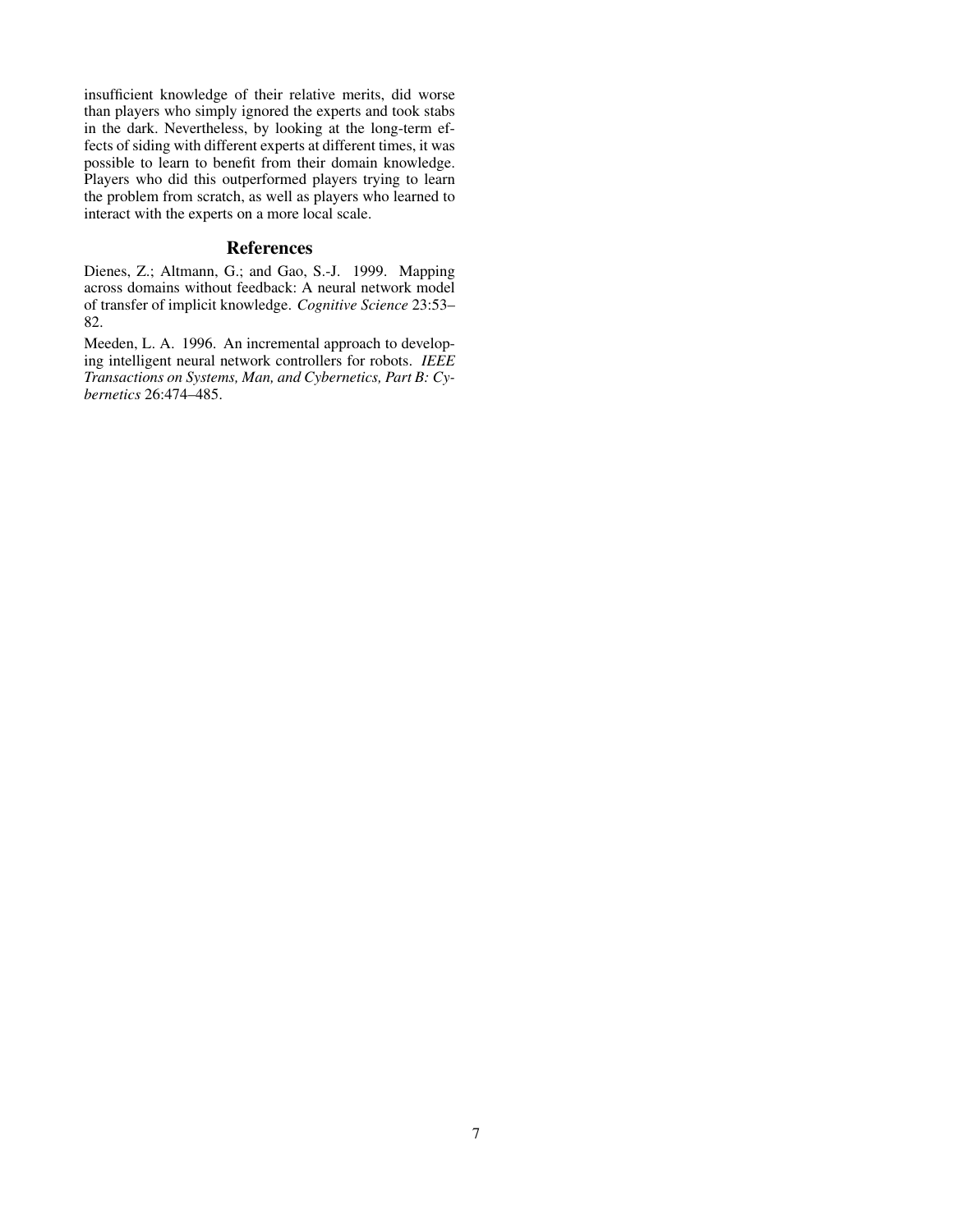insufficient knowledge of their relative merits, did worse than players who simply ignored the experts and took stabs in the dark. Nevertheless, by looking at the long-term effects of siding with different experts at different times, it was possible to learn to benefit from their domain knowledge. Players who did this outperformed players trying to learn the problem from scratch, as well as players who learned to interact with the experts on a more local scale.

## References

Dienes, Z.; Altmann, G.; and Gao, S.-J. 1999. Mapping across domains without feedback: A neural network model of transfer of implicit knowledge. *Cognitive Science* 23:53–82.

Meeden, L. A. 1996. An incremental approach to developing intelligent neural network controllers for robots. *IEEE Transactions on Systems, Man, and Cybernetics, Part B: Cybernetics* 26:474–485.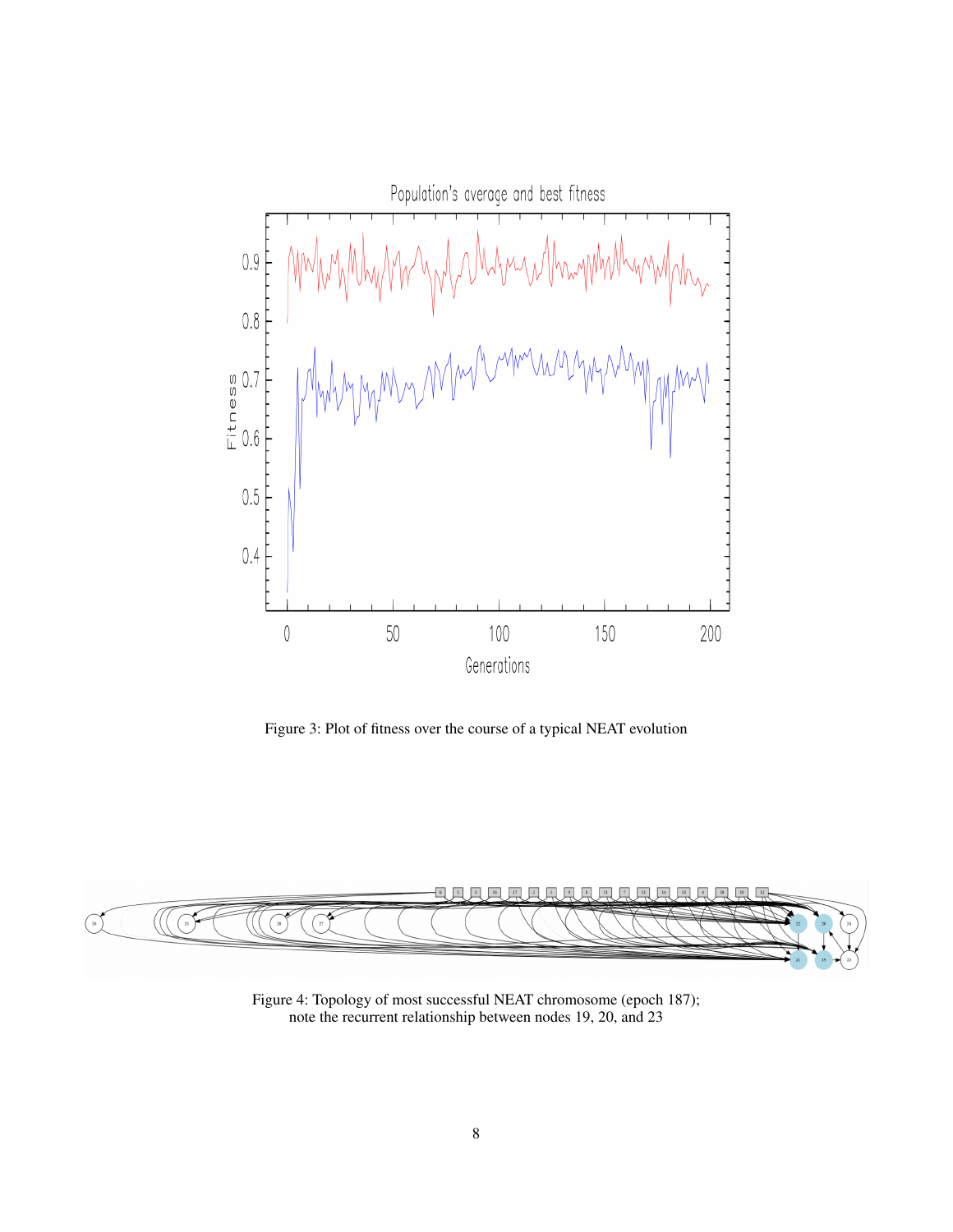Population's average and best fitness

Fitness

0.4
0.5
0.6
0.7
0.8
0.9

0
50
100
150
200

Generations

Figure 3: Plot of fitness over the course of a typical NEAT evolution

Figure 4: Topology of most successful NEAT chromosome (epoch 187); note the recurrent relationship between nodes 19, 20, and 23